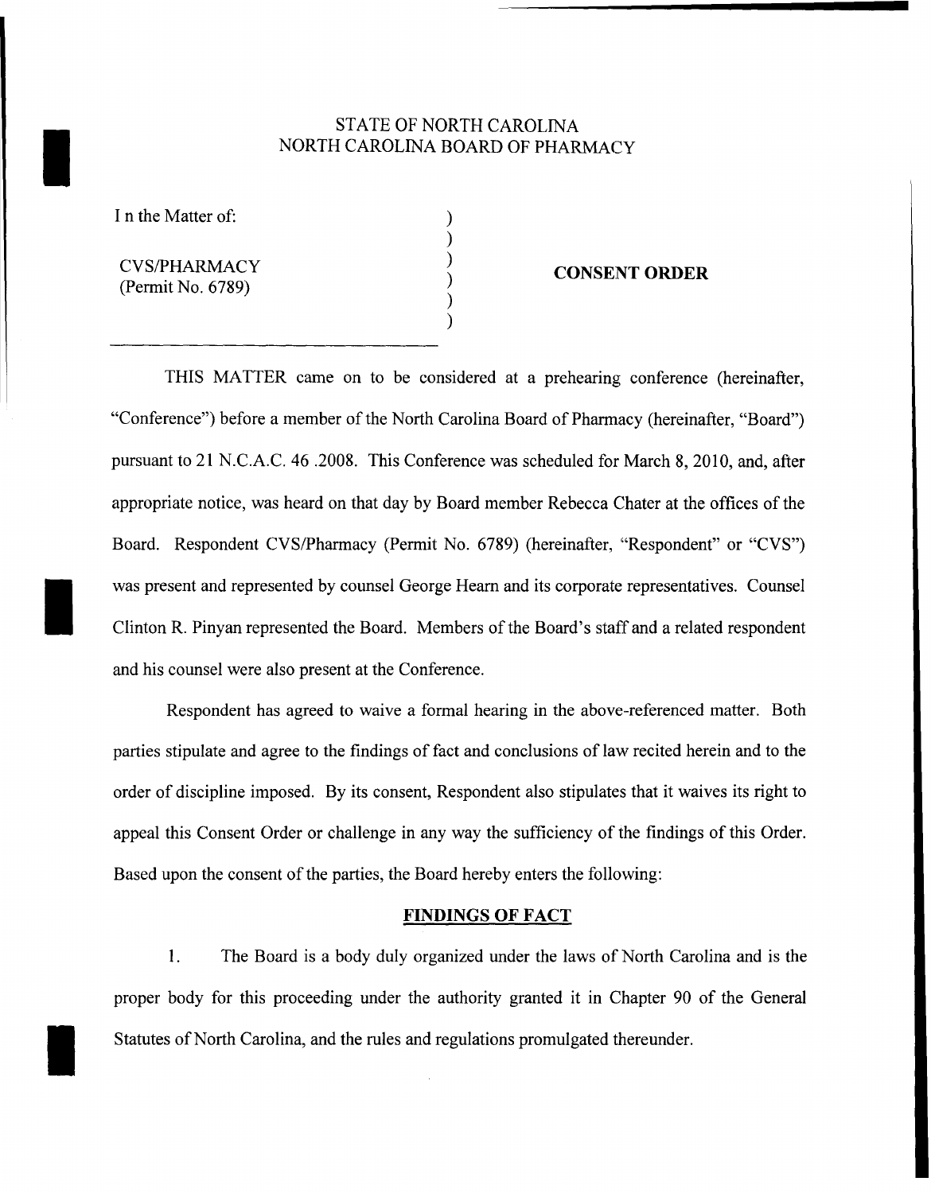STATE OF NORTH CAROLINA
NORTH CAROLINA BOARD OF PHARMACY

I n the Matter of:

CVS/PHARMACY
(Permit No. 6789)

**CONSENT ORDER**

THIS MATTER came on to be considered at a prehearing conference (hereinafter, "Conference") before a member of the North Carolina Board of Pharmacy (hereinafter, "Board") pursuant to 21 N.C.A.C. 46 .2008. This Conference was scheduled for March 8, 2010, and, after appropriate notice, was heard on that day by Board member Rebecca Chater at the offices of the Board. Respondent CVS/Pharmacy (Permit No. 6789) (hereinafter, "Respondent" or "CVS") was present and represented by counsel George Hearn and its corporate representatives. Counsel Clinton R. Pinyan represented the Board. Members of the Board's staff and a related respondent and his counsel were also present at the Conference.

Respondent has agreed to waive a formal hearing in the above-referenced matter. Both parties stipulate and agree to the findings of fact and conclusions of law recited herein and to the order of discipline imposed. By its consent, Respondent also stipulates that it waives its right to appeal this Consent Order or challenge in any way the sufficiency of the findings of this Order. Based upon the consent of the parties, the Board hereby enters the following:

## FINDINGS OF FACT

1. The Board is a body duly organized under the laws of North Carolina and is the proper body for this proceeding under the authority granted it in Chapter 90 of the General Statutes of North Carolina, and the rules and regulations promulgated thereunder.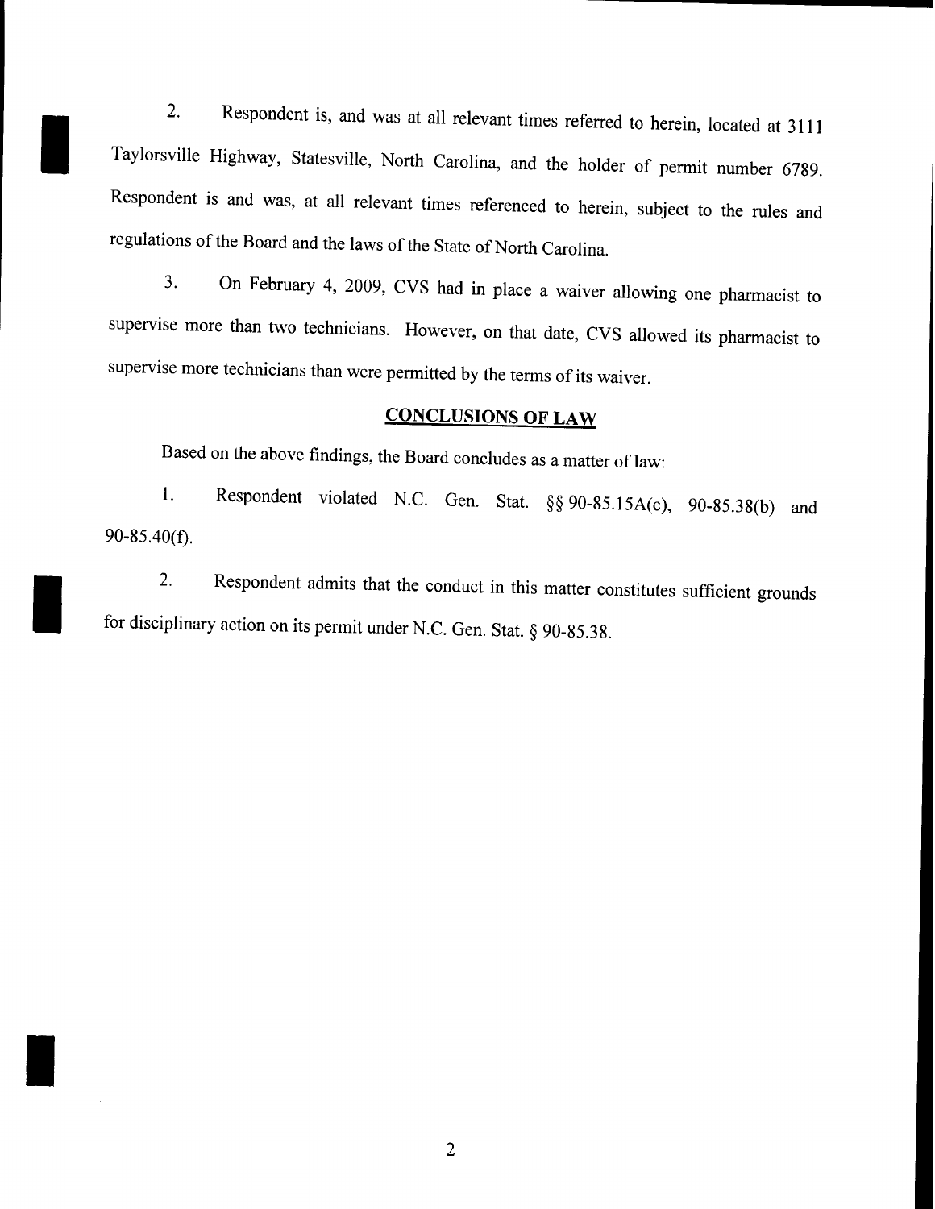2. Respondent is, and was at all relevant times referred to herein, located at 3111 Taylorsville Highway, Statesville, North Carolina, and the holder of permit number 6789. Respondent is and was, at all relevant times referenced to herein, subject to the rules and regulations of the Board and the laws of the State of North Carolina.

3. On February 4, 2009, CVS had in place a waiver allowing one pharmacist to supervise more than two technicians. However, on that date, CVS allowed its pharmacist to supervise more technicians than were permitted by the terms of its waiver.

## CONCLUSIONS OF LAW

Based on the above findings, the Board concludes as a matter of law:

1. Respondent violated N.C. Gen. Stat. §§ 90-85.15A(c), 90-85.38(b) and 90-85.40(f).

2. Respondent admits that the conduct in this matter constitutes sufficient grounds for disciplinary action on its permit under N.C. Gen. Stat. § 90-85.38.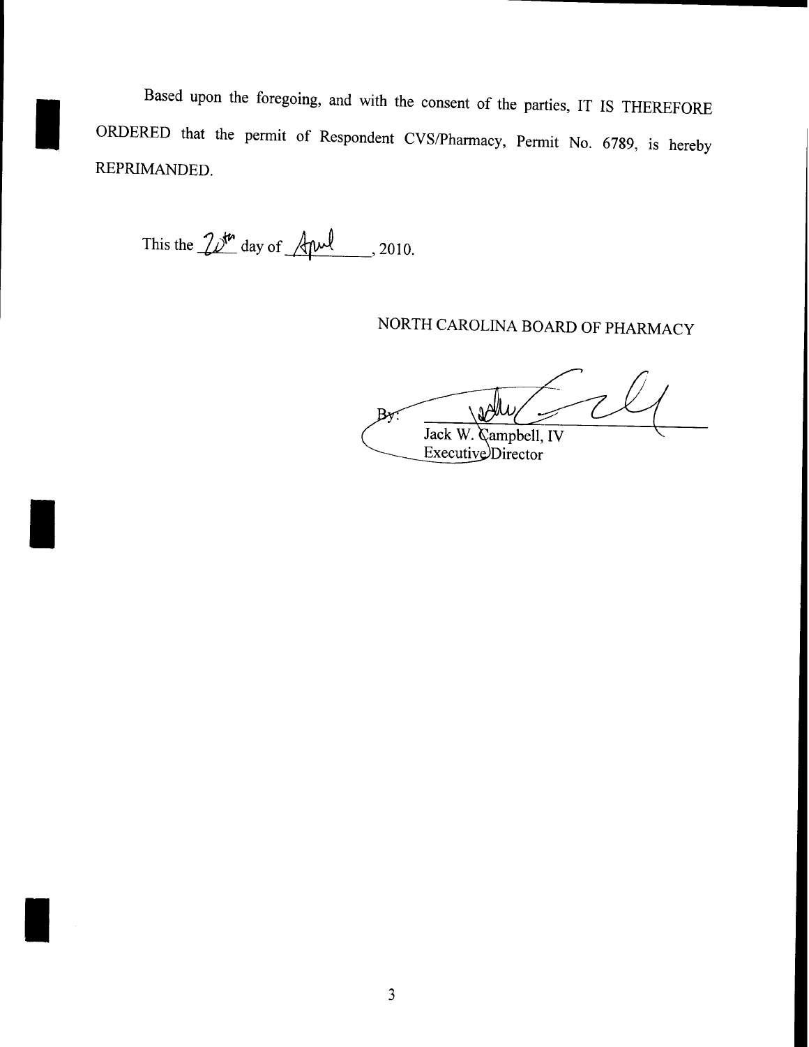Based upon the foregoing, and with the consent of the parties, IT IS THEREFORE ORDERED that the permit of Respondent CVS/Pharmacy, Permit No. 6789, is hereby REPRIMANDED.

This the 20th day of April, 2010.

NORTH CAROLINA BOARD OF PHARMACY

By: ______________________________
Jack W. Campbell, IV
Executive Director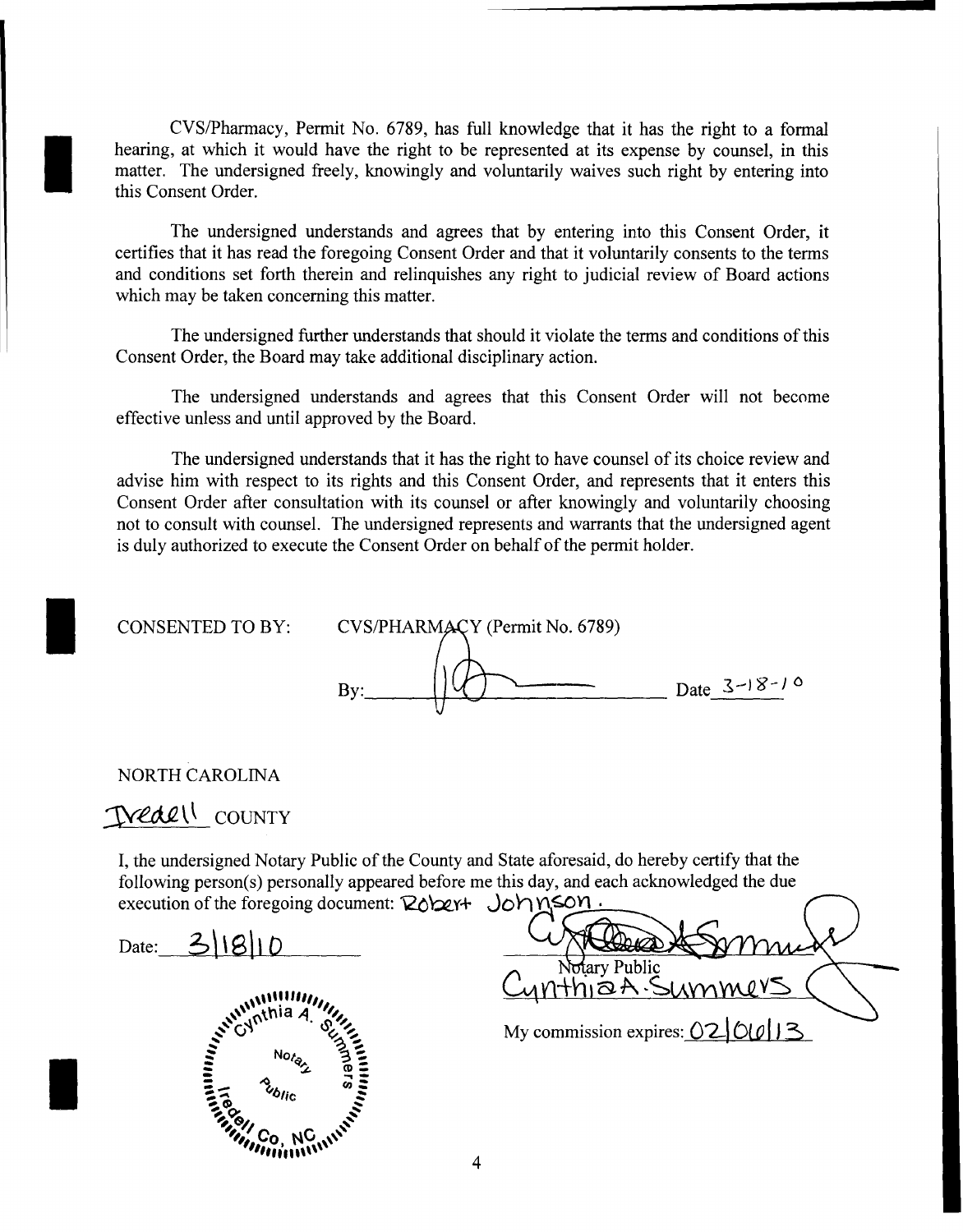CVS/Pharmacy, Permit No. 6789, has full knowledge that it has the right to a formal hearing, at which it would have the right to be represented at its expense by counsel, in this matter. The undersigned freely, knowingly and voluntarily waives such right by entering into this Consent Order.

The undersigned understands and agrees that by entering into this Consent Order, it certifies that it has read the foregoing Consent Order and that it voluntarily consents to the terms and conditions set forth therein and relinquishes any right to judicial review of Board actions which may be taken concerning this matter.

The undersigned further understands that should it violate the terms and conditions of this Consent Order, the Board may take additional disciplinary action.

The undersigned understands and agrees that this Consent Order will not become effective unless and until approved by the Board.

The undersigned understands that it has the right to have counsel of its choice review and advise him with respect to its rights and this Consent Order, and represents that it enters this Consent Order after consultation with its counsel or after knowingly and voluntarily choosing not to consult with counsel. The undersigned represents and warrants that the undersigned agent is duly authorized to execute the Consent Order on behalf of the permit holder.

CONSENTED TO BY: CVS/PHARMACY (Permit No. 6789)

By: ______________________ Date 3-18-10

NORTH CAROLINA

Iredell COUNTY

I, the undersigned Notary Public of the County and State aforesaid, do hereby certify that the following person(s) personally appeared before me this day, and each acknowledged the due execution of the foregoing document: Robert Johnson.

Date: 3/18/10

______________________
Notary Public
Cynthia A. Summers

My commission expires: 02/06/13

Cynthia A. Summers
Notary Public
Iredell Co., NC